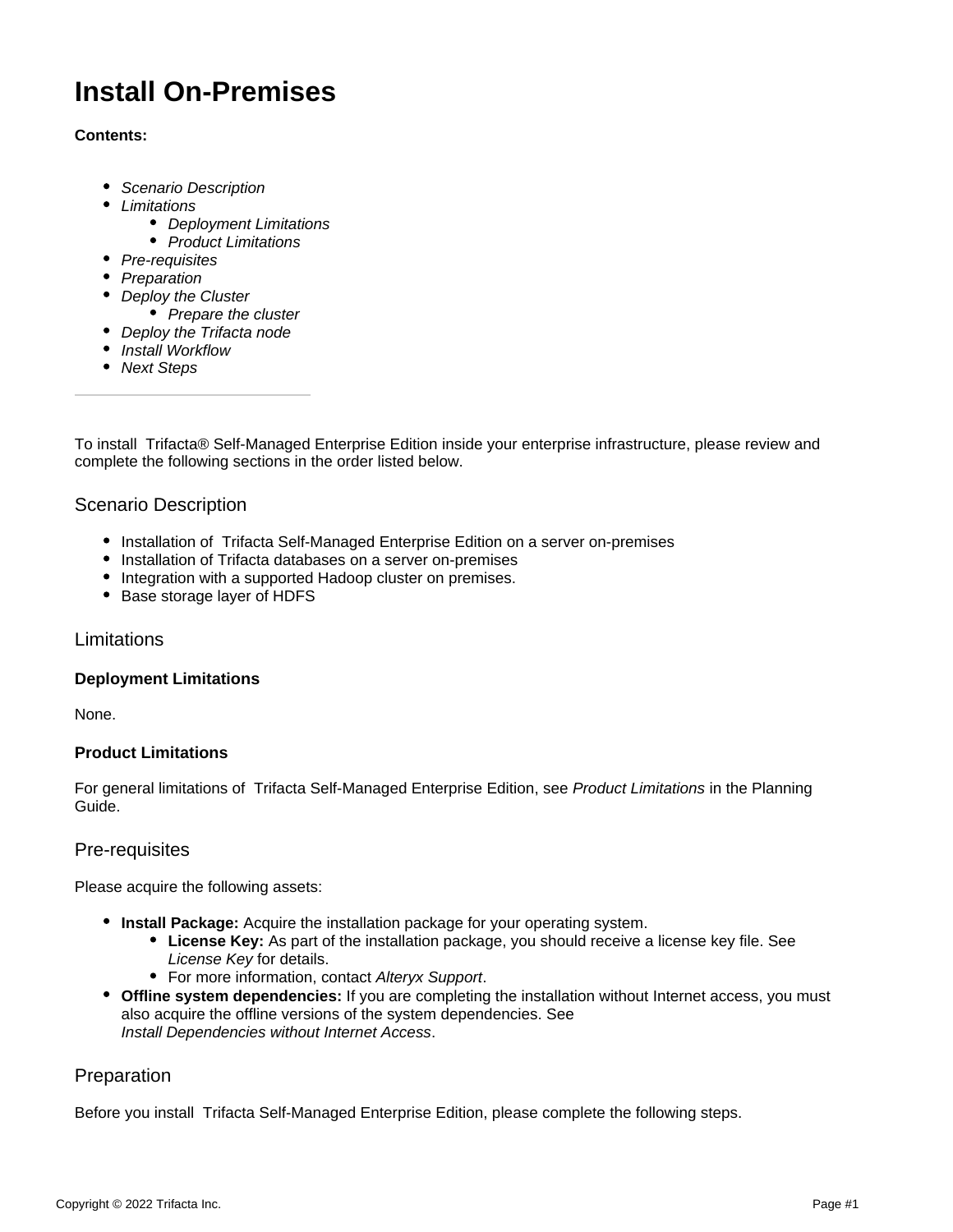# Install On-Premises

**Contents:**

- *Scenario Description*
- *Limitations*
  - *Deployment Limitations*
  - *Product Limitations*
- *Pre-requisites*
- *Preparation*
- *Deploy the Cluster*
  - *Prepare the cluster*
- *Deploy the Trifacta node*
- *Install Workflow*
- *Next Steps*

---

To install Trifacta® Self-Managed Enterprise Edition inside your enterprise infrastructure, please review and complete the following sections in the order listed below.

## Scenario Description

- Installation of Trifacta Self-Managed Enterprise Edition on a server on-premises
- Installation of Trifacta databases on a server on-premises
- Integration with a supported Hadoop cluster on premises.
- Base storage layer of HDFS

## Limitations

### Deployment Limitations

None.

### Product Limitations

For general limitations of Trifacta Self-Managed Enterprise Edition, see *Product Limitations* in the Planning Guide.

## Pre-requisites

Please acquire the following assets:

- **Install Package:** Acquire the installation package for your operating system.
  - **License Key:** As part of the installation package, you should receive a license key file. See *License Key* for details.
  - For more information, contact *Alteryx Support*.
- **Offline system dependencies:** If you are completing the installation without Internet access, you must also acquire the offline versions of the system dependencies. See *Install Dependencies without Internet Access*.

## Preparation

Before you install Trifacta Self-Managed Enterprise Edition, please complete the following steps.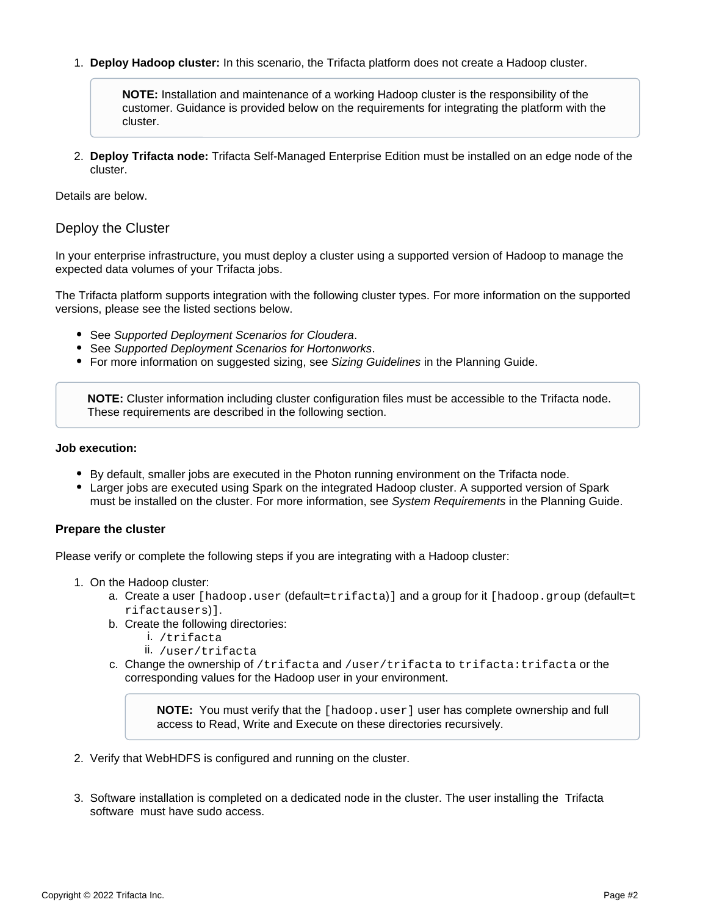1. **Deploy Hadoop cluster:** In this scenario, the Trifacta platform does not create a Hadoop cluster.

   > **NOTE:** Installation and maintenance of a working Hadoop cluster is the responsibility of the customer. Guidance is provided below on the requirements for integrating the platform with the cluster.

2. **Deploy Trifacta node:** Trifacta Self-Managed Enterprise Edition must be installed on an edge node of the cluster.

Details are below.

## Deploy the Cluster

In your enterprise infrastructure, you must deploy a cluster using a supported version of Hadoop to manage the expected data volumes of your Trifacta jobs.

The Trifacta platform supports integration with the following cluster types. For more information on the supported versions, please see the listed sections below.

- See *Supported Deployment Scenarios for Cloudera*.
- See *Supported Deployment Scenarios for Hortonworks*.
- For more information on suggested sizing, see *Sizing Guidelines* in the Planning Guide.

> **NOTE:** Cluster information including cluster configuration files must be accessible to the Trifacta node. These requirements are described in the following section.

**Job execution:**

- By default, smaller jobs are executed in the Photon running environment on the Trifacta node.
- Larger jobs are executed using Spark on the integrated Hadoop cluster. A supported version of Spark must be installed on the cluster. For more information, see *System Requirements* in the Planning Guide.

### Prepare the cluster

Please verify or complete the following steps if you are integrating with a Hadoop cluster:

1. On the Hadoop cluster:
   a. Create a user [`hadoop.user` (default=`trifacta`)] and a group for it [`hadoop.group` (default=`trifactausers`)].
   b. Create the following directories:
      i. `/trifacta`
      ii. `/user/trifacta`
   c. Change the ownership of `/trifacta` and `/user/trifacta` to `trifacta:trifacta` or the corresponding values for the Hadoop user in your environment.

      > **NOTE:** You must verify that the `[hadoop.user]` user has complete ownership and full access to Read, Write and Execute on these directories recursively.

2. Verify that WebHDFS is configured and running on the cluster.

3. Software installation is completed on a dedicated node in the cluster. The user installing the Trifacta software must have sudo access.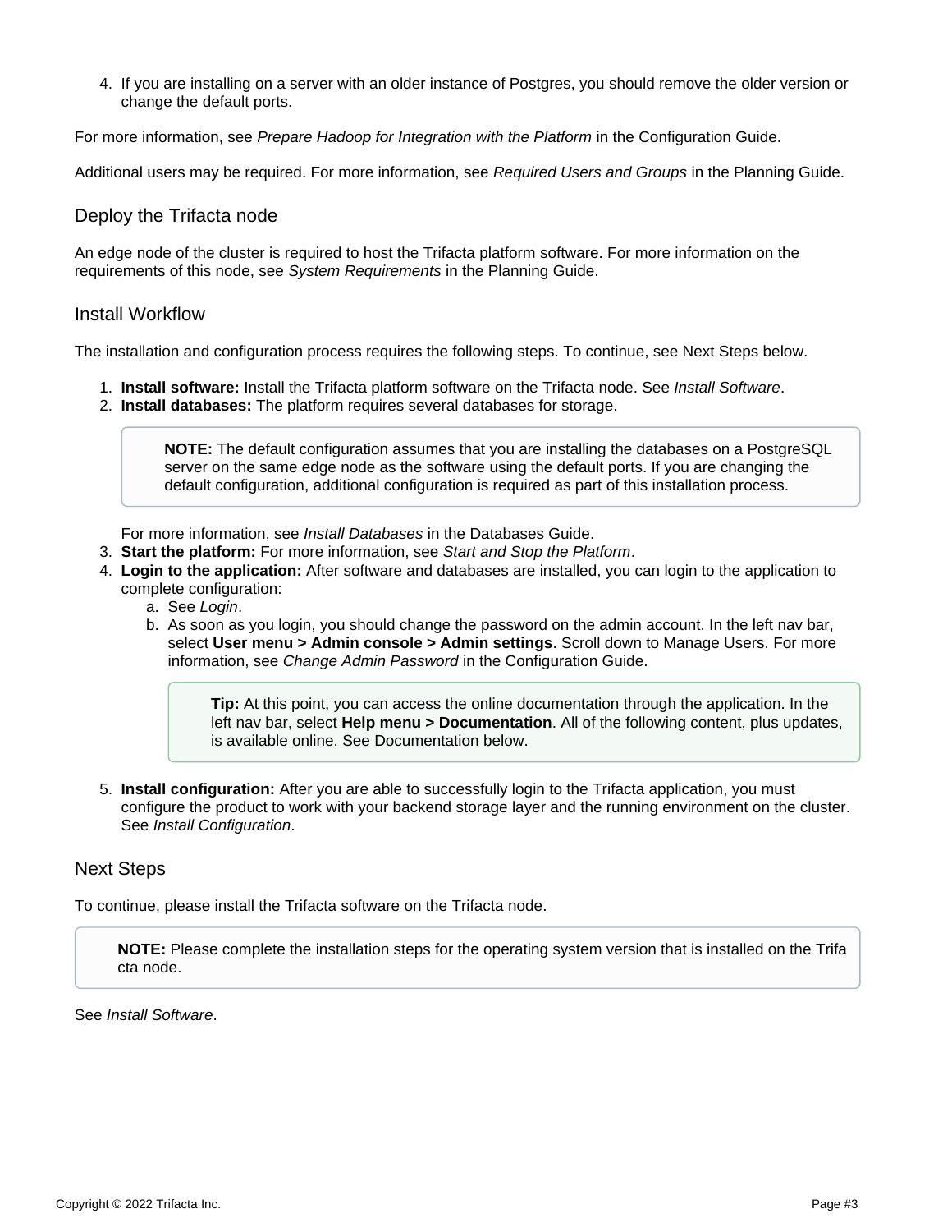4. If you are installing on a server with an older instance of Postgres, you should remove the older version or change the default ports.

For more information, see *Prepare Hadoop for Integration with the Platform* in the Configuration Guide.

Additional users may be required. For more information, see *Required Users and Groups* in the Planning Guide.

## Deploy the Trifacta node

An edge node of the cluster is required to host the Trifacta platform software. For more information on the requirements of this node, see *System Requirements* in the Planning Guide.

## Install Workflow

The installation and configuration process requires the following steps. To continue, see Next Steps below.

1. **Install software:** Install the Trifacta platform software on the Trifacta node. See *Install Software*.
2. **Install databases:** The platform requires several databases for storage.

   > **NOTE:** The default configuration assumes that you are installing the databases on a PostgreSQL server on the same edge node as the software using the default ports. If you are changing the default configuration, additional configuration is required as part of this installation process.

   For more information, see *Install Databases* in the Databases Guide.
3. **Start the platform:** For more information, see *Start and Stop the Platform*.
4. **Login to the application:** After software and databases are installed, you can login to the application to complete configuration:
   a. See *Login*.
   b. As soon as you login, you should change the password on the admin account. In the left nav bar, select **User menu > Admin console > Admin settings**. Scroll down to Manage Users. For more information, see *Change Admin Password* in the Configuration Guide.

      > **Tip:** At this point, you can access the online documentation through the application. In the left nav bar, select **Help menu > Documentation**. All of the following content, plus updates, is available online. See Documentation below.

5. **Install configuration:** After you are able to successfully login to the Trifacta application, you must configure the product to work with your backend storage layer and the running environment on the cluster. See *Install Configuration*.

## Next Steps

To continue, please install the Trifacta software on the Trifacta node.

> **NOTE:** Please complete the installation steps for the operating system version that is installed on the Trifacta node.

See *Install Software*.